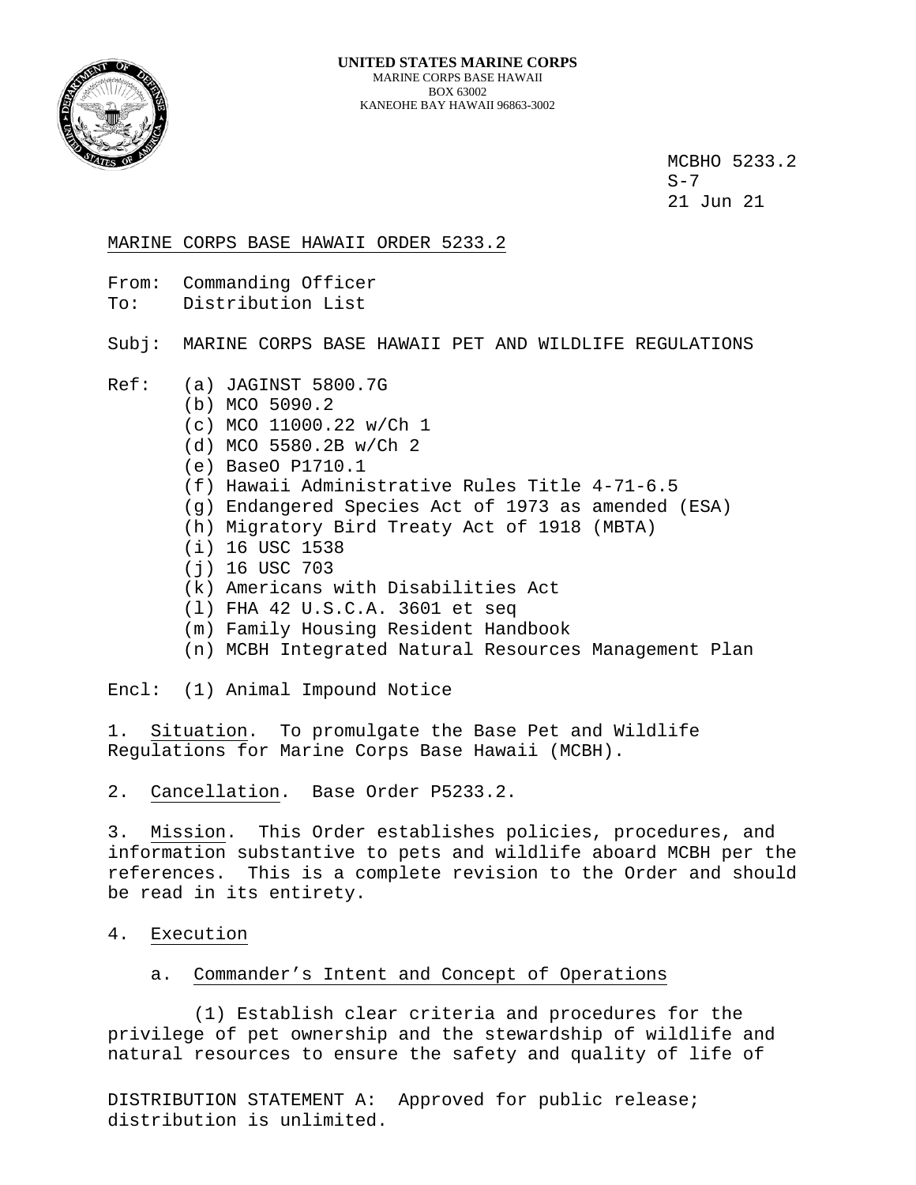**UNITED STATES MARINE CORPS**
MARINE CORPS BASE HAWAII
BOX 63002
KANEOHE BAY HAWAII 96863-3002

MCBHO 5233.2
S-7
21 Jun 21

MARINE CORPS BASE HAWAII ORDER 5233.2

From: Commanding Officer
To: Distribution List

Subj: MARINE CORPS BASE HAWAII PET AND WILDLIFE REGULATIONS

Ref:
(a) JAGINST 5800.7G
(b) MCO 5090.2
(c) MCO 11000.22 w/Ch 1
(d) MCO 5580.2B w/Ch 2
(e) BaseO P1710.1
(f) Hawaii Administrative Rules Title 4-71-6.5
(g) Endangered Species Act of 1973 as amended (ESA)
(h) Migratory Bird Treaty Act of 1918 (MBTA)
(i) 16 USC 1538
(j) 16 USC 703
(k) Americans with Disabilities Act
(l) FHA 42 U.S.C.A. 3601 et seq
(m) Family Housing Resident Handbook
(n) MCBH Integrated Natural Resources Management Plan

Encl: (1) Animal Impound Notice

1. Situation. To promulgate the Base Pet and Wildlife Regulations for Marine Corps Base Hawaii (MCBH).

2. Cancellation. Base Order P5233.2.

3. Mission. This Order establishes policies, procedures, and information substantive to pets and wildlife aboard MCBH per the references. This is a complete revision to the Order and should be read in its entirety.

4. Execution

a. Commander's Intent and Concept of Operations

(1) Establish clear criteria and procedures for the privilege of pet ownership and the stewardship of wildlife and natural resources to ensure the safety and quality of life of

DISTRIBUTION STATEMENT A: Approved for public release; distribution is unlimited.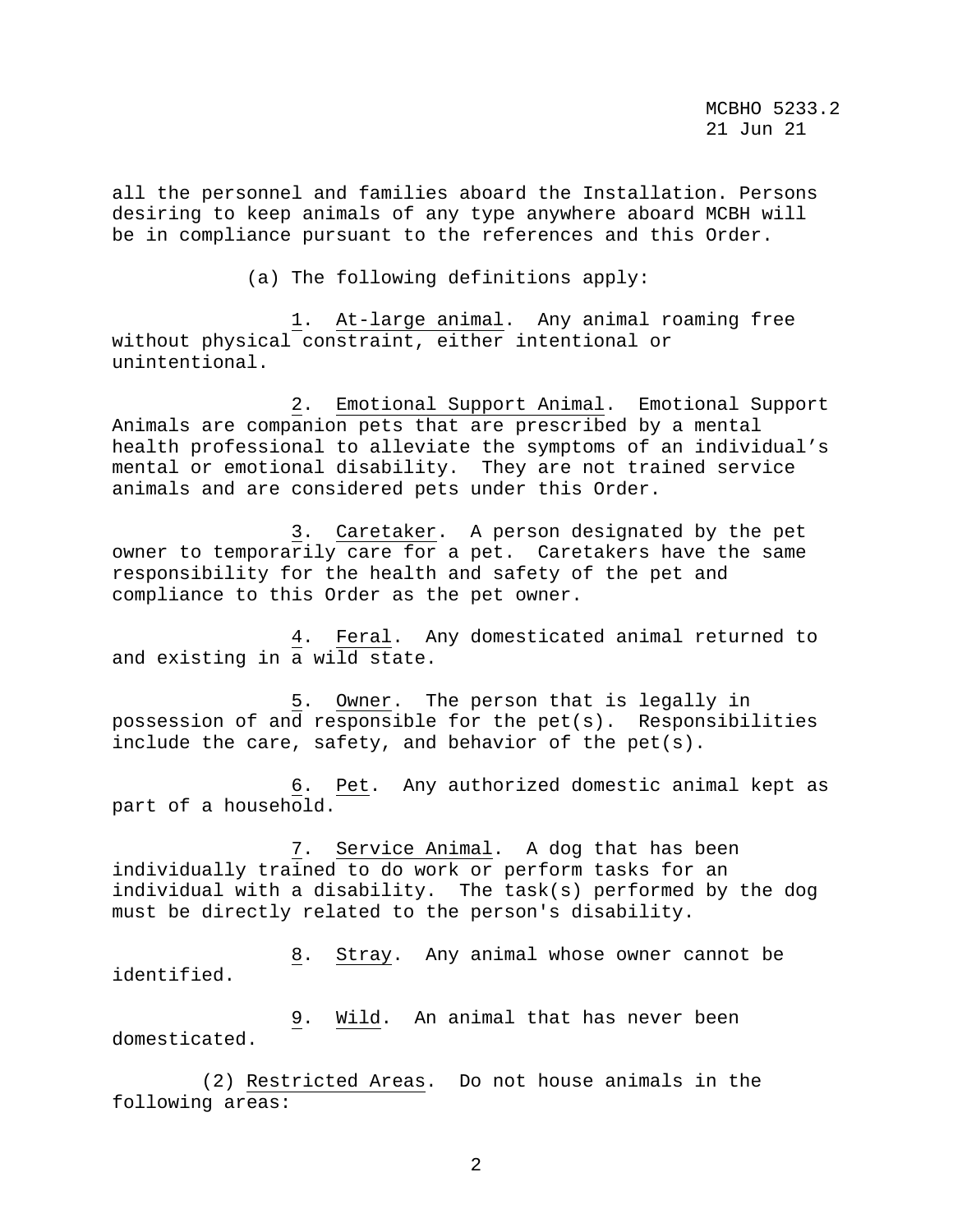all the personnel and families aboard the Installation. Persons desiring to keep animals of any type anywhere aboard MCBH will be in compliance pursuant to the references and this Order.

(a) The following definitions apply:

1. At-large animal. Any animal roaming free without physical constraint, either intentional or unintentional.

2. Emotional Support Animal. Emotional Support Animals are companion pets that are prescribed by a mental health professional to alleviate the symptoms of an individual's mental or emotional disability. They are not trained service animals and are considered pets under this Order.

3. Caretaker. A person designated by the pet owner to temporarily care for a pet. Caretakers have the same responsibility for the health and safety of the pet and compliance to this Order as the pet owner.

4. Feral. Any domesticated animal returned to and existing in a wild state.

5. Owner. The person that is legally in possession of and responsible for the pet(s). Responsibilities include the care, safety, and behavior of the pet(s).

6. Pet. Any authorized domestic animal kept as part of a household.

7. Service Animal. A dog that has been individually trained to do work or perform tasks for an individual with a disability. The task(s) performed by the dog must be directly related to the person's disability.

8. Stray. Any animal whose owner cannot be identified.

9. Wild. An animal that has never been domesticated.

(2) Restricted Areas. Do not house animals in the following areas: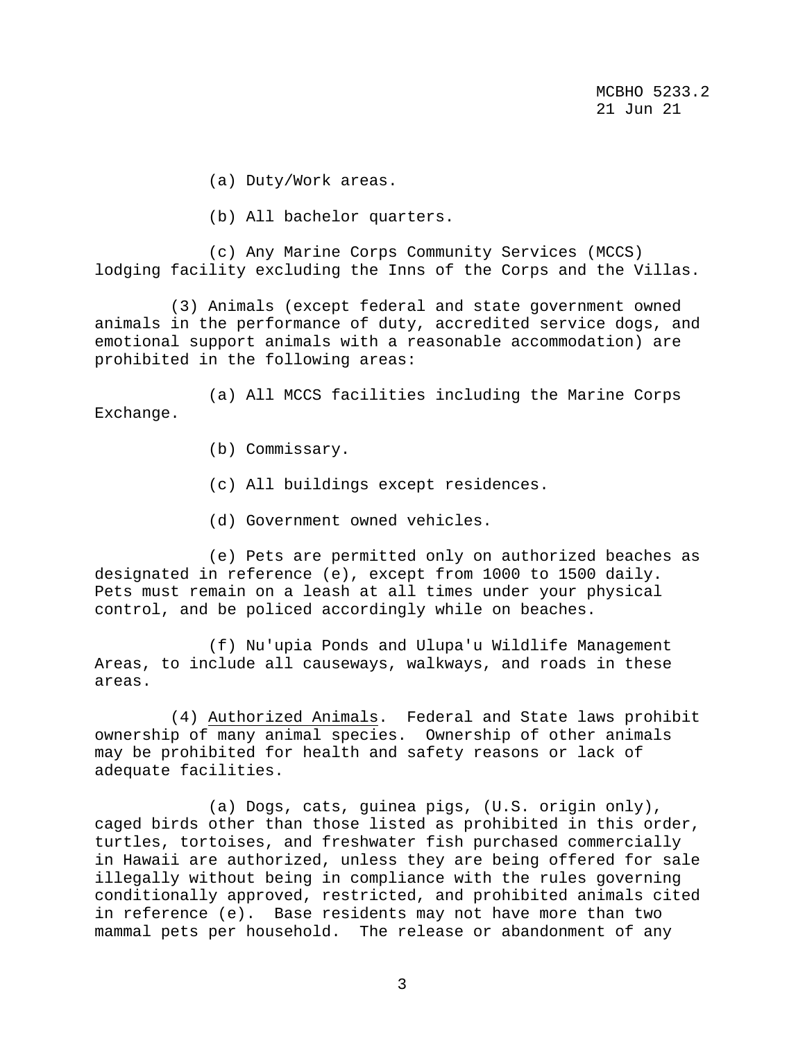(a) Duty/Work areas.

(b) All bachelor quarters.

(c) Any Marine Corps Community Services (MCCS) lodging facility excluding the Inns of the Corps and the Villas.

(3) Animals (except federal and state government owned animals in the performance of duty, accredited service dogs, and emotional support animals with a reasonable accommodation) are prohibited in the following areas:

(a) All MCCS facilities including the Marine Corps Exchange.

(b) Commissary.

(c) All buildings except residences.

(d) Government owned vehicles.

(e) Pets are permitted only on authorized beaches as designated in reference (e), except from 1000 to 1500 daily. Pets must remain on a leash at all times under your physical control, and be policed accordingly while on beaches.

(f) Nu'upia Ponds and Ulupa'u Wildlife Management Areas, to include all causeways, walkways, and roads in these areas.

(4) Authorized Animals. Federal and State laws prohibit ownership of many animal species. Ownership of other animals may be prohibited for health and safety reasons or lack of adequate facilities.

(a) Dogs, cats, guinea pigs, (U.S. origin only), caged birds other than those listed as prohibited in this order, turtles, tortoises, and freshwater fish purchased commercially in Hawaii are authorized, unless they are being offered for sale illegally without being in compliance with the rules governing conditionally approved, restricted, and prohibited animals cited in reference (e). Base residents may not have more than two mammal pets per household. The release or abandonment of any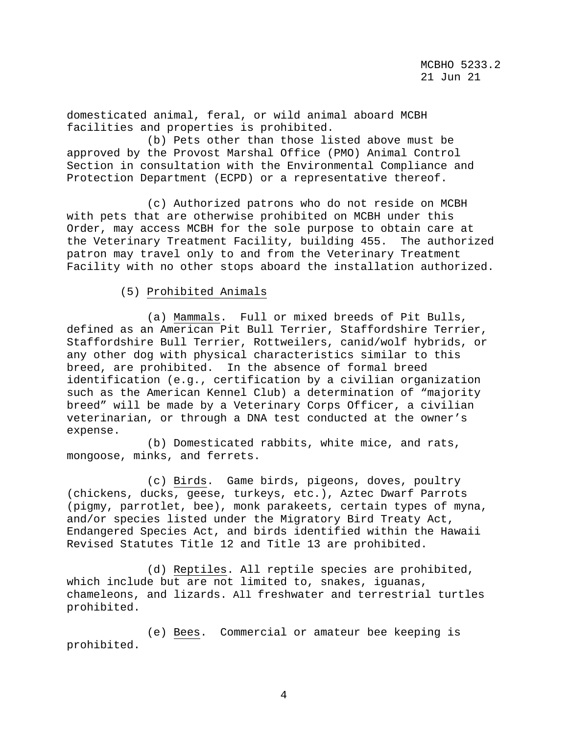domesticated animal, feral, or wild animal aboard MCBH facilities and properties is prohibited.

(b) Pets other than those listed above must be approved by the Provost Marshal Office (PMO) Animal Control Section in consultation with the Environmental Compliance and Protection Department (ECPD) or a representative thereof.

(c) Authorized patrons who do not reside on MCBH with pets that are otherwise prohibited on MCBH under this Order, may access MCBH for the sole purpose to obtain care at the Veterinary Treatment Facility, building 455. The authorized patron may travel only to and from the Veterinary Treatment Facility with no other stops aboard the installation authorized.

(5) Prohibited Animals

(a) Mammals. Full or mixed breeds of Pit Bulls, defined as an American Pit Bull Terrier, Staffordshire Terrier, Staffordshire Bull Terrier, Rottweilers, canid/wolf hybrids, or any other dog with physical characteristics similar to this breed, are prohibited. In the absence of formal breed identification (e.g., certification by a civilian organization such as the American Kennel Club) a determination of "majority breed" will be made by a Veterinary Corps Officer, a civilian veterinarian, or through a DNA test conducted at the owner's expense.

(b) Domesticated rabbits, white mice, and rats, mongoose, minks, and ferrets.

(c) Birds. Game birds, pigeons, doves, poultry (chickens, ducks, geese, turkeys, etc.), Aztec Dwarf Parrots (pigmy, parrotlet, bee), monk parakeets, certain types of myna, and/or species listed under the Migratory Bird Treaty Act, Endangered Species Act, and birds identified within the Hawaii Revised Statutes Title 12 and Title 13 are prohibited.

(d) Reptiles. All reptile species are prohibited, which include but are not limited to, snakes, iguanas, chameleons, and lizards. All freshwater and terrestrial turtles prohibited.

(e) Bees. Commercial or amateur bee keeping is prohibited.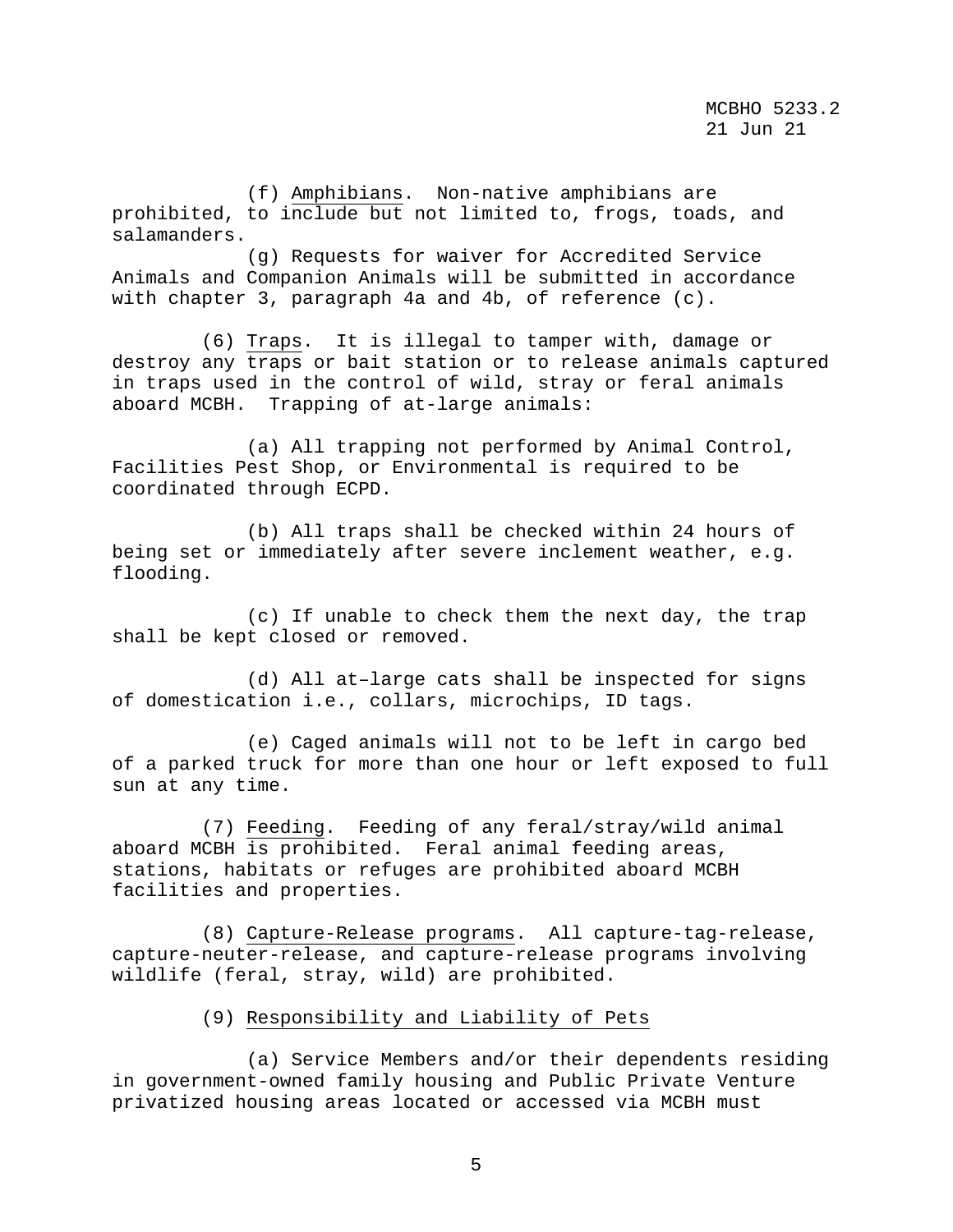(f) Amphibians. Non-native amphibians are prohibited, to include but not limited to, frogs, toads, and salamanders.

(g) Requests for waiver for Accredited Service Animals and Companion Animals will be submitted in accordance with chapter 3, paragraph 4a and 4b, of reference (c).

(6) Traps. It is illegal to tamper with, damage or destroy any traps or bait station or to release animals captured in traps used in the control of wild, stray or feral animals aboard MCBH. Trapping of at-large animals:

(a) All trapping not performed by Animal Control, Facilities Pest Shop, or Environmental is required to be coordinated through ECPD.

(b) All traps shall be checked within 24 hours of being set or immediately after severe inclement weather, e.g. flooding.

(c) If unable to check them the next day, the trap shall be kept closed or removed.

(d) All at–large cats shall be inspected for signs of domestication i.e., collars, microchips, ID tags.

(e) Caged animals will not to be left in cargo bed of a parked truck for more than one hour or left exposed to full sun at any time.

(7) Feeding. Feeding of any feral/stray/wild animal aboard MCBH is prohibited. Feral animal feeding areas, stations, habitats or refuges are prohibited aboard MCBH facilities and properties.

(8) Capture-Release programs. All capture-tag-release, capture-neuter-release, and capture-release programs involving wildlife (feral, stray, wild) are prohibited.

(9) Responsibility and Liability of Pets

(a) Service Members and/or their dependents residing in government-owned family housing and Public Private Venture privatized housing areas located or accessed via MCBH must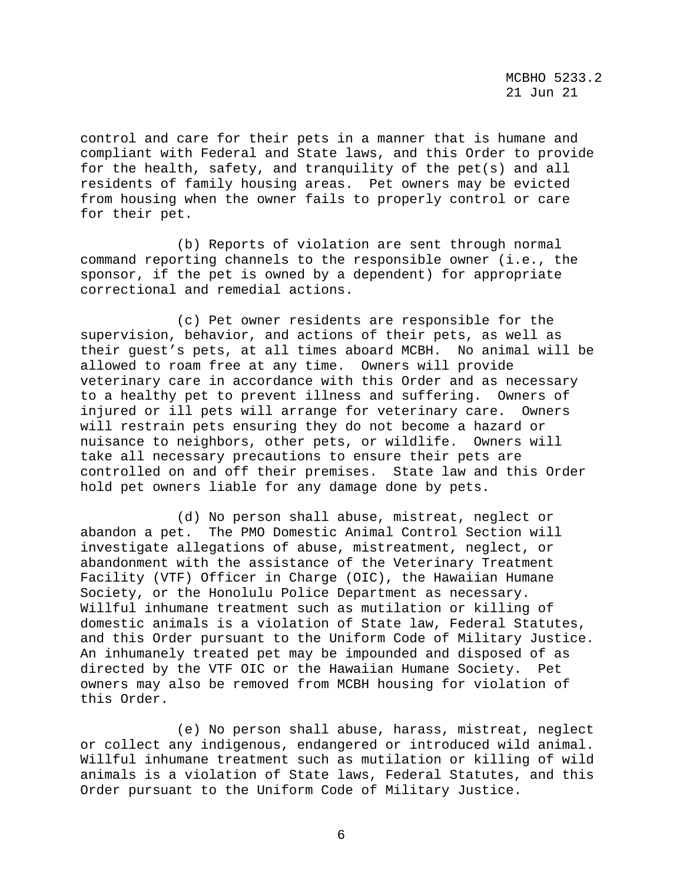control and care for their pets in a manner that is humane and compliant with Federal and State laws, and this Order to provide for the health, safety, and tranquility of the pet(s) and all residents of family housing areas. Pet owners may be evicted from housing when the owner fails to properly control or care for their pet.

(b) Reports of violation are sent through normal command reporting channels to the responsible owner (i.e., the sponsor, if the pet is owned by a dependent) for appropriate correctional and remedial actions.

(c) Pet owner residents are responsible for the supervision, behavior, and actions of their pets, as well as their guest's pets, at all times aboard MCBH. No animal will be allowed to roam free at any time. Owners will provide veterinary care in accordance with this Order and as necessary to a healthy pet to prevent illness and suffering. Owners of injured or ill pets will arrange for veterinary care. Owners will restrain pets ensuring they do not become a hazard or nuisance to neighbors, other pets, or wildlife. Owners will take all necessary precautions to ensure their pets are controlled on and off their premises. State law and this Order hold pet owners liable for any damage done by pets.

(d) No person shall abuse, mistreat, neglect or abandon a pet. The PMO Domestic Animal Control Section will investigate allegations of abuse, mistreatment, neglect, or abandonment with the assistance of the Veterinary Treatment Facility (VTF) Officer in Charge (OIC), the Hawaiian Humane Society, or the Honolulu Police Department as necessary. Willful inhumane treatment such as mutilation or killing of domestic animals is a violation of State law, Federal Statutes, and this Order pursuant to the Uniform Code of Military Justice. An inhumanely treated pet may be impounded and disposed of as directed by the VTF OIC or the Hawaiian Humane Society. Pet owners may also be removed from MCBH housing for violation of this Order.

(e) No person shall abuse, harass, mistreat, neglect or collect any indigenous, endangered or introduced wild animal. Willful inhumane treatment such as mutilation or killing of wild animals is a violation of State laws, Federal Statutes, and this Order pursuant to the Uniform Code of Military Justice.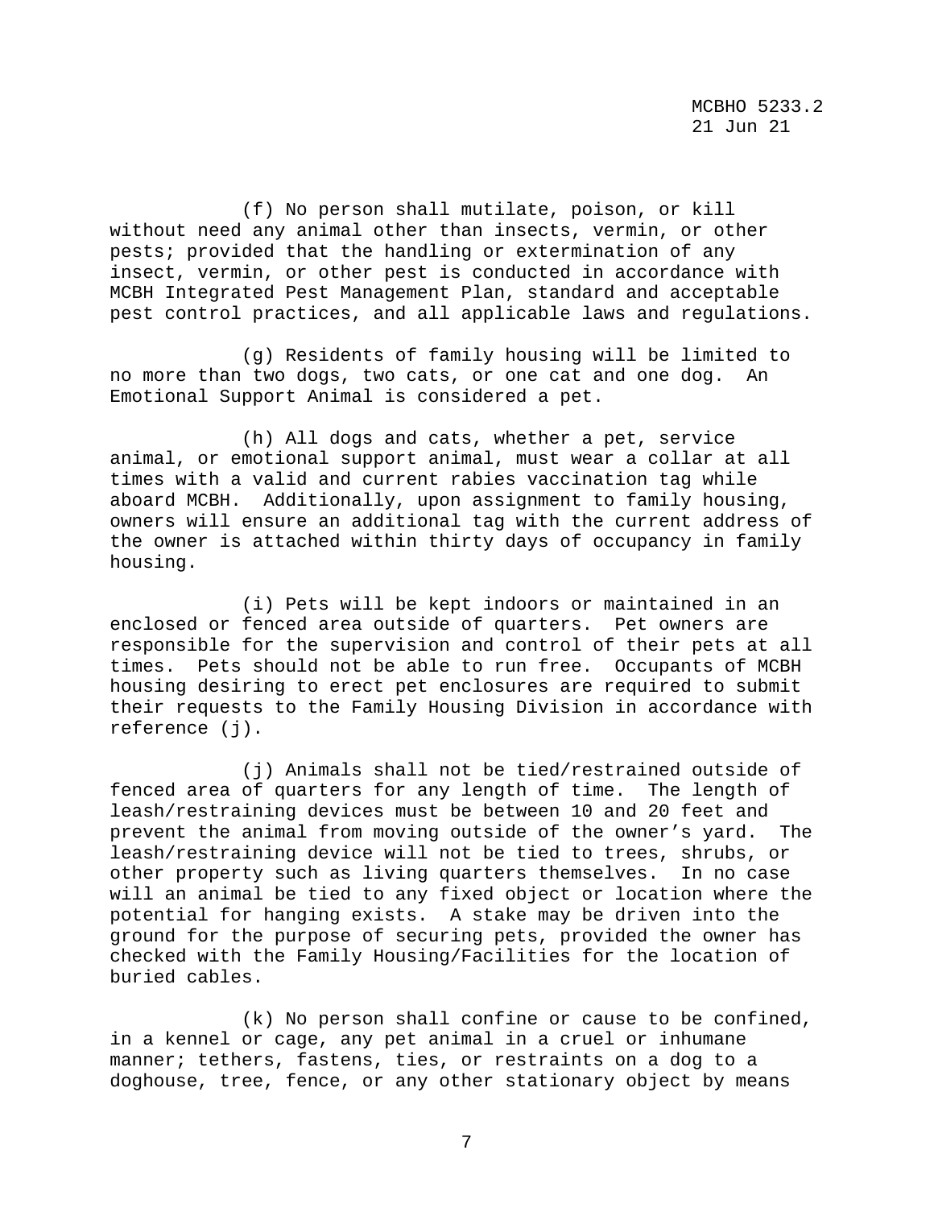(f) No person shall mutilate, poison, or kill without need any animal other than insects, vermin, or other pests; provided that the handling or extermination of any insect, vermin, or other pest is conducted in accordance with MCBH Integrated Pest Management Plan, standard and acceptable pest control practices, and all applicable laws and regulations.

(g) Residents of family housing will be limited to no more than two dogs, two cats, or one cat and one dog. An Emotional Support Animal is considered a pet.

(h) All dogs and cats, whether a pet, service animal, or emotional support animal, must wear a collar at all times with a valid and current rabies vaccination tag while aboard MCBH. Additionally, upon assignment to family housing, owners will ensure an additional tag with the current address of the owner is attached within thirty days of occupancy in family housing.

(i) Pets will be kept indoors or maintained in an enclosed or fenced area outside of quarters. Pet owners are responsible for the supervision and control of their pets at all times. Pets should not be able to run free. Occupants of MCBH housing desiring to erect pet enclosures are required to submit their requests to the Family Housing Division in accordance with reference (j).

(j) Animals shall not be tied/restrained outside of fenced area of quarters for any length of time. The length of leash/restraining devices must be between 10 and 20 feet and prevent the animal from moving outside of the owner's yard. The leash/restraining device will not be tied to trees, shrubs, or other property such as living quarters themselves. In no case will an animal be tied to any fixed object or location where the potential for hanging exists. A stake may be driven into the ground for the purpose of securing pets, provided the owner has checked with the Family Housing/Facilities for the location of buried cables.

(k) No person shall confine or cause to be confined, in a kennel or cage, any pet animal in a cruel or inhumane manner; tethers, fastens, ties, or restraints on a dog to a doghouse, tree, fence, or any other stationary object by means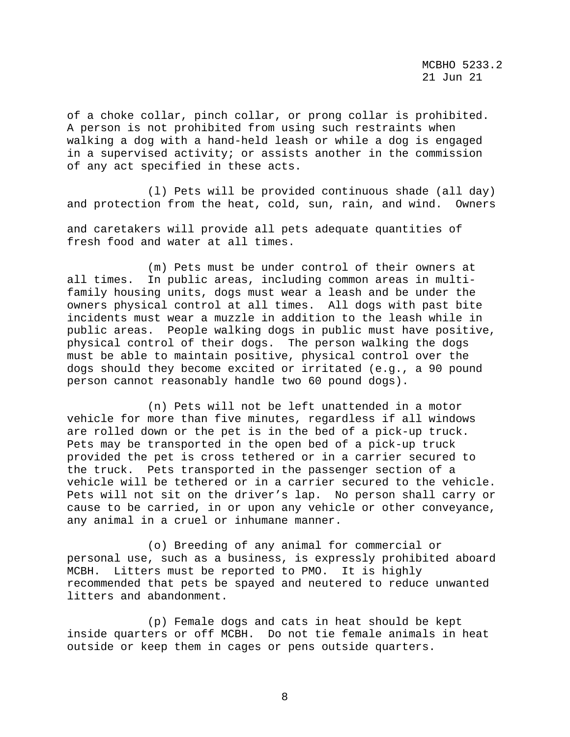of a choke collar, pinch collar, or prong collar is prohibited. A person is not prohibited from using such restraints when walking a dog with a hand-held leash or while a dog is engaged in a supervised activity; or assists another in the commission of any act specified in these acts.

(l) Pets will be provided continuous shade (all day) and protection from the heat, cold, sun, rain, and wind. Owners and caretakers will provide all pets adequate quantities of fresh food and water at all times.

(m) Pets must be under control of their owners at all times. In public areas, including common areas in multi-family housing units, dogs must wear a leash and be under the owners physical control at all times. All dogs with past bite incidents must wear a muzzle in addition to the leash while in public areas. People walking dogs in public must have positive, physical control of their dogs. The person walking the dogs must be able to maintain positive, physical control over the dogs should they become excited or irritated (e.g., a 90 pound person cannot reasonably handle two 60 pound dogs).

(n) Pets will not be left unattended in a motor vehicle for more than five minutes, regardless if all windows are rolled down or the pet is in the bed of a pick-up truck. Pets may be transported in the open bed of a pick-up truck provided the pet is cross tethered or in a carrier secured to the truck. Pets transported in the passenger section of a vehicle will be tethered or in a carrier secured to the vehicle. Pets will not sit on the driver's lap. No person shall carry or cause to be carried, in or upon any vehicle or other conveyance, any animal in a cruel or inhumane manner.

(o) Breeding of any animal for commercial or personal use, such as a business, is expressly prohibited aboard MCBH. Litters must be reported to PMO. It is highly recommended that pets be spayed and neutered to reduce unwanted litters and abandonment.

(p) Female dogs and cats in heat should be kept inside quarters or off MCBH. Do not tie female animals in heat outside or keep them in cages or pens outside quarters.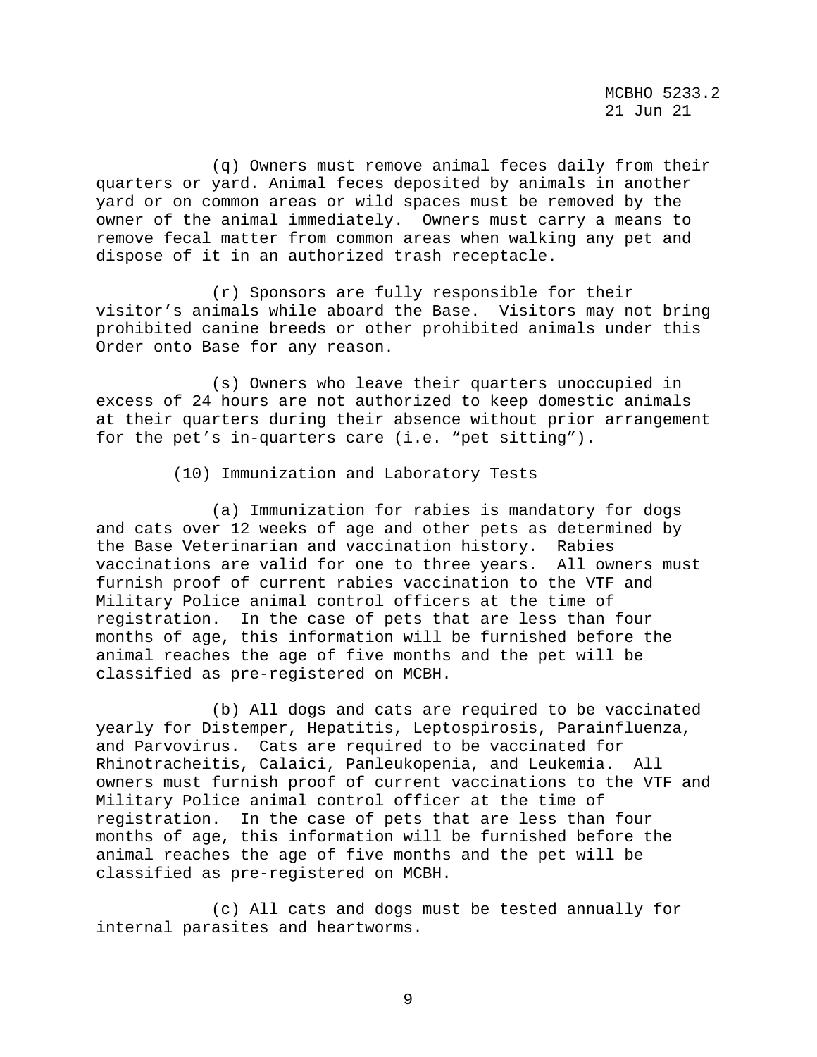(q) Owners must remove animal feces daily from their quarters or yard. Animal feces deposited by animals in another yard or on common areas or wild spaces must be removed by the owner of the animal immediately. Owners must carry a means to remove fecal matter from common areas when walking any pet and dispose of it in an authorized trash receptacle.

(r) Sponsors are fully responsible for their visitor's animals while aboard the Base. Visitors may not bring prohibited canine breeds or other prohibited animals under this Order onto Base for any reason.

(s) Owners who leave their quarters unoccupied in excess of 24 hours are not authorized to keep domestic animals at their quarters during their absence without prior arrangement for the pet's in-quarters care (i.e. "pet sitting").

(10) Immunization and Laboratory Tests

(a) Immunization for rabies is mandatory for dogs and cats over 12 weeks of age and other pets as determined by the Base Veterinarian and vaccination history. Rabies vaccinations are valid for one to three years. All owners must furnish proof of current rabies vaccination to the VTF and Military Police animal control officers at the time of registration. In the case of pets that are less than four months of age, this information will be furnished before the animal reaches the age of five months and the pet will be classified as pre-registered on MCBH.

(b) All dogs and cats are required to be vaccinated yearly for Distemper, Hepatitis, Leptospirosis, Parainfluenza, and Parvovirus. Cats are required to be vaccinated for Rhinotracheitis, Calaici, Panleukopenia, and Leukemia. All owners must furnish proof of current vaccinations to the VTF and Military Police animal control officer at the time of registration. In the case of pets that are less than four months of age, this information will be furnished before the animal reaches the age of five months and the pet will be classified as pre-registered on MCBH.

(c) All cats and dogs must be tested annually for internal parasites and heartworms.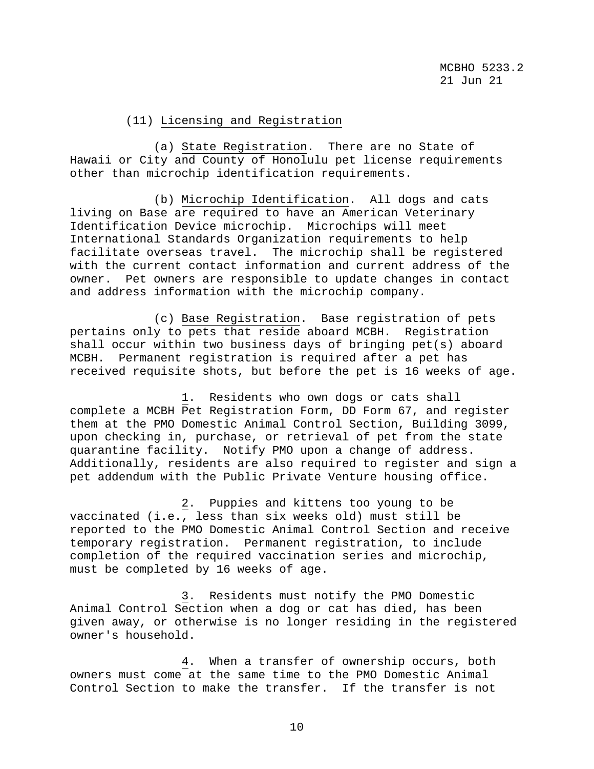(11) Licensing and Registration

(a) State Registration. There are no State of Hawaii or City and County of Honolulu pet license requirements other than microchip identification requirements.

(b) Microchip Identification. All dogs and cats living on Base are required to have an American Veterinary Identification Device microchip. Microchips will meet International Standards Organization requirements to help facilitate overseas travel. The microchip shall be registered with the current contact information and current address of the owner. Pet owners are responsible to update changes in contact and address information with the microchip company.

(c) Base Registration. Base registration of pets pertains only to pets that reside aboard MCBH. Registration shall occur within two business days of bringing pet(s) aboard MCBH. Permanent registration is required after a pet has received requisite shots, but before the pet is 16 weeks of age.

1. Residents who own dogs or cats shall complete a MCBH Pet Registration Form, DD Form 67, and register them at the PMO Domestic Animal Control Section, Building 3099, upon checking in, purchase, or retrieval of pet from the state quarantine facility. Notify PMO upon a change of address. Additionally, residents are also required to register and sign a pet addendum with the Public Private Venture housing office.

2. Puppies and kittens too young to be vaccinated (i.e., less than six weeks old) must still be reported to the PMO Domestic Animal Control Section and receive temporary registration. Permanent registration, to include completion of the required vaccination series and microchip, must be completed by 16 weeks of age.

3. Residents must notify the PMO Domestic Animal Control Section when a dog or cat has died, has been given away, or otherwise is no longer residing in the registered owner's household.

4. When a transfer of ownership occurs, both owners must come at the same time to the PMO Domestic Animal Control Section to make the transfer. If the transfer is not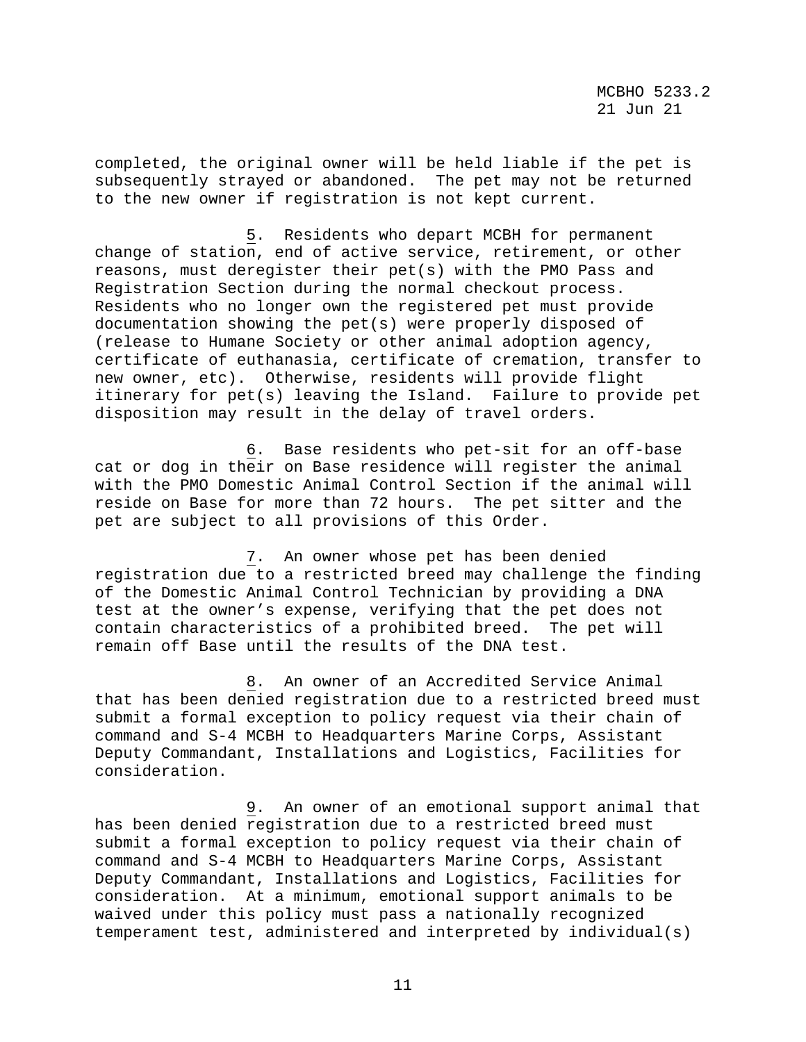completed, the original owner will be held liable if the pet is subsequently strayed or abandoned. The pet may not be returned to the new owner if registration is not kept current.

5. Residents who depart MCBH for permanent change of station, end of active service, retirement, or other reasons, must deregister their pet(s) with the PMO Pass and Registration Section during the normal checkout process. Residents who no longer own the registered pet must provide documentation showing the pet(s) were properly disposed of (release to Humane Society or other animal adoption agency, certificate of euthanasia, certificate of cremation, transfer to new owner, etc). Otherwise, residents will provide flight itinerary for pet(s) leaving the Island. Failure to provide pet disposition may result in the delay of travel orders.

6. Base residents who pet-sit for an off-base cat or dog in their on Base residence will register the animal with the PMO Domestic Animal Control Section if the animal will reside on Base for more than 72 hours. The pet sitter and the pet are subject to all provisions of this Order.

7. An owner whose pet has been denied registration due to a restricted breed may challenge the finding of the Domestic Animal Control Technician by providing a DNA test at the owner's expense, verifying that the pet does not contain characteristics of a prohibited breed. The pet will remain off Base until the results of the DNA test.

8. An owner of an Accredited Service Animal that has been denied registration due to a restricted breed must submit a formal exception to policy request via their chain of command and S-4 MCBH to Headquarters Marine Corps, Assistant Deputy Commandant, Installations and Logistics, Facilities for consideration.

9. An owner of an emotional support animal that has been denied registration due to a restricted breed must submit a formal exception to policy request via their chain of command and S-4 MCBH to Headquarters Marine Corps, Assistant Deputy Commandant, Installations and Logistics, Facilities for consideration. At a minimum, emotional support animals to be waived under this policy must pass a nationally recognized temperament test, administered and interpreted by individual(s)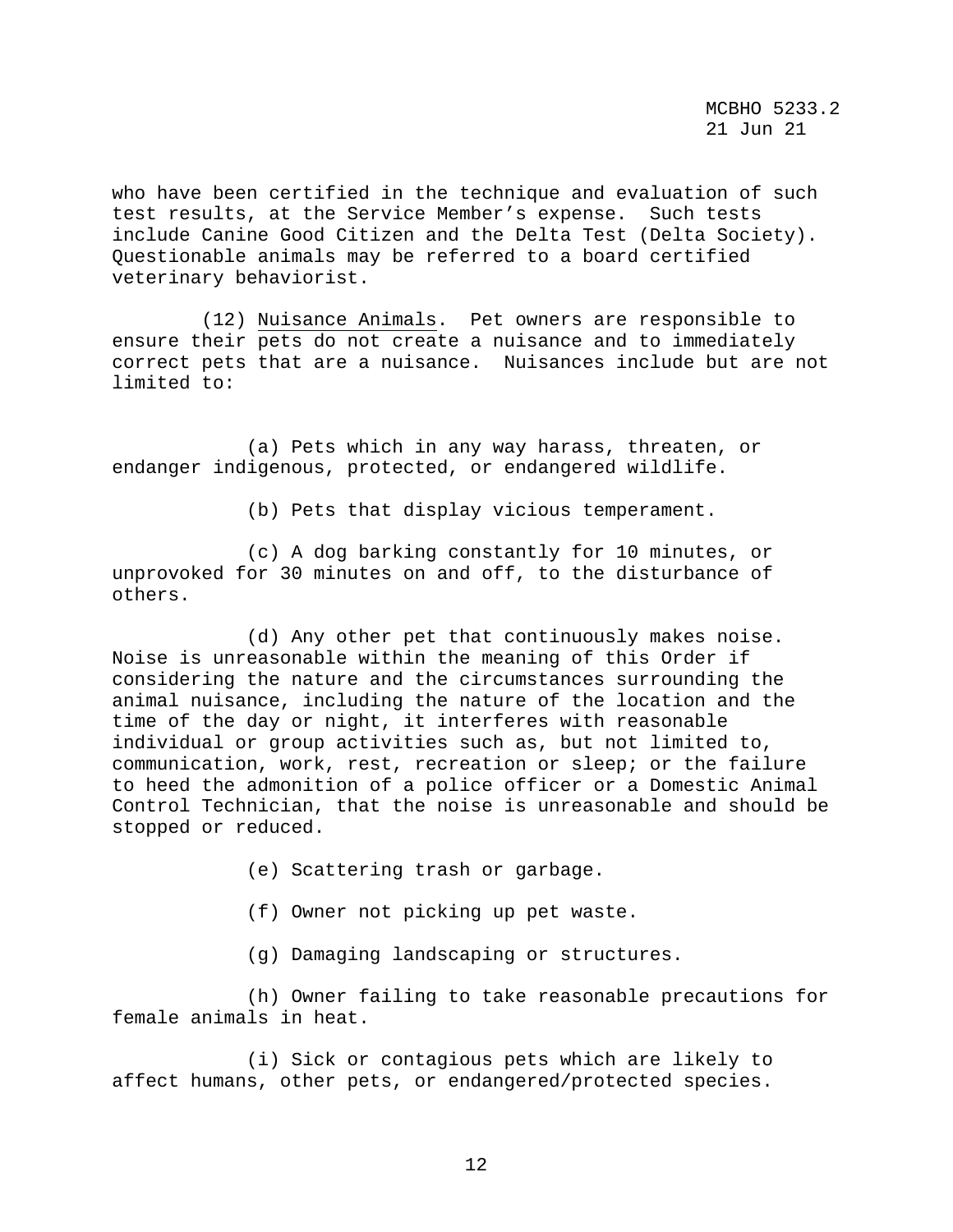who have been certified in the technique and evaluation of such test results, at the Service Member's expense. Such tests include Canine Good Citizen and the Delta Test (Delta Society). Questionable animals may be referred to a board certified veterinary behaviorist.

(12) Nuisance Animals. Pet owners are responsible to ensure their pets do not create a nuisance and to immediately correct pets that are a nuisance. Nuisances include but are not limited to:

(a) Pets which in any way harass, threaten, or endanger indigenous, protected, or endangered wildlife.

(b) Pets that display vicious temperament.

(c) A dog barking constantly for 10 minutes, or unprovoked for 30 minutes on and off, to the disturbance of others.

(d) Any other pet that continuously makes noise. Noise is unreasonable within the meaning of this Order if considering the nature and the circumstances surrounding the animal nuisance, including the nature of the location and the time of the day or night, it interferes with reasonable individual or group activities such as, but not limited to, communication, work, rest, recreation or sleep; or the failure to heed the admonition of a police officer or a Domestic Animal Control Technician, that the noise is unreasonable and should be stopped or reduced.

(e) Scattering trash or garbage.

(f) Owner not picking up pet waste.

(g) Damaging landscaping or structures.

(h) Owner failing to take reasonable precautions for female animals in heat.

(i) Sick or contagious pets which are likely to affect humans, other pets, or endangered/protected species.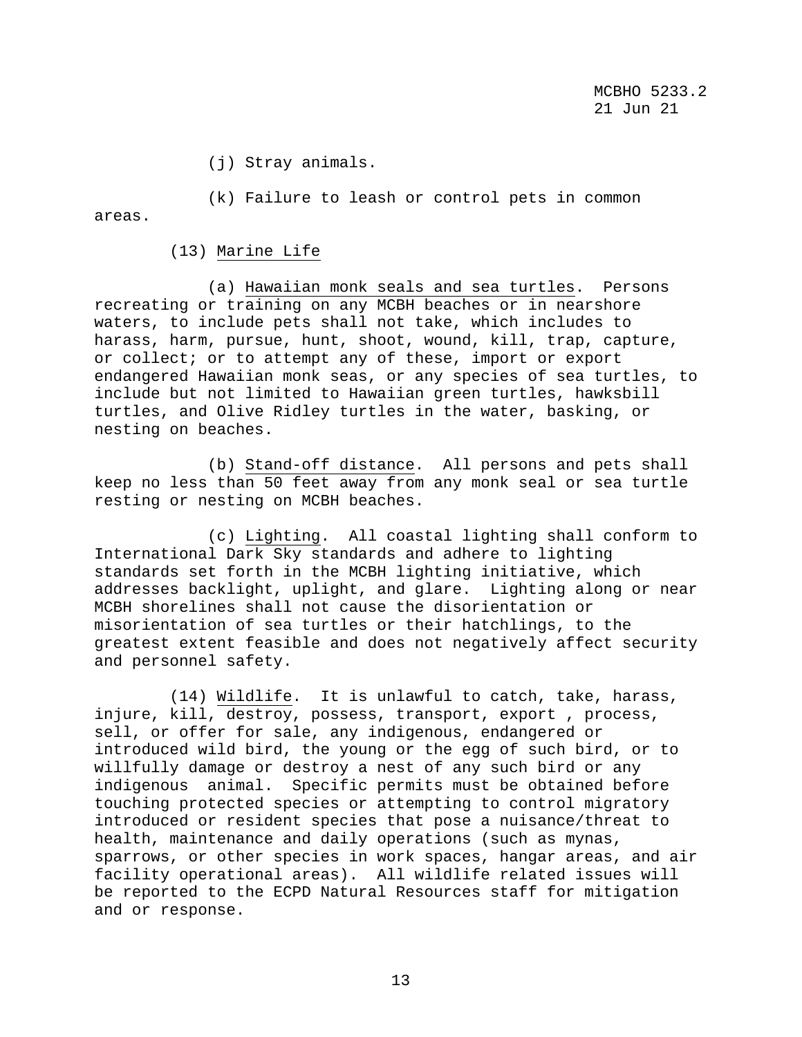(j) Stray animals.

(k) Failure to leash or control pets in common areas.

(13) Marine Life

(a) Hawaiian monk seals and sea turtles. Persons recreating or training on any MCBH beaches or in nearshore waters, to include pets shall not take, which includes to harass, harm, pursue, hunt, shoot, wound, kill, trap, capture, or collect; or to attempt any of these, import or export endangered Hawaiian monk seas, or any species of sea turtles, to include but not limited to Hawaiian green turtles, hawksbill turtles, and Olive Ridley turtles in the water, basking, or nesting on beaches.

(b) Stand-off distance. All persons and pets shall keep no less than 50 feet away from any monk seal or sea turtle resting or nesting on MCBH beaches.

(c) Lighting. All coastal lighting shall conform to International Dark Sky standards and adhere to lighting standards set forth in the MCBH lighting initiative, which addresses backlight, uplight, and glare. Lighting along or near MCBH shorelines shall not cause the disorientation or misorientation of sea turtles or their hatchlings, to the greatest extent feasible and does not negatively affect security and personnel safety.

(14) Wildlife. It is unlawful to catch, take, harass, injure, kill, destroy, possess, transport, export , process, sell, or offer for sale, any indigenous, endangered or introduced wild bird, the young or the egg of such bird, or to willfully damage or destroy a nest of any such bird or any indigenous animal. Specific permits must be obtained before touching protected species or attempting to control migratory introduced or resident species that pose a nuisance/threat to health, maintenance and daily operations (such as mynas, sparrows, or other species in work spaces, hangar areas, and air facility operational areas). All wildlife related issues will be reported to the ECPD Natural Resources staff for mitigation and or response.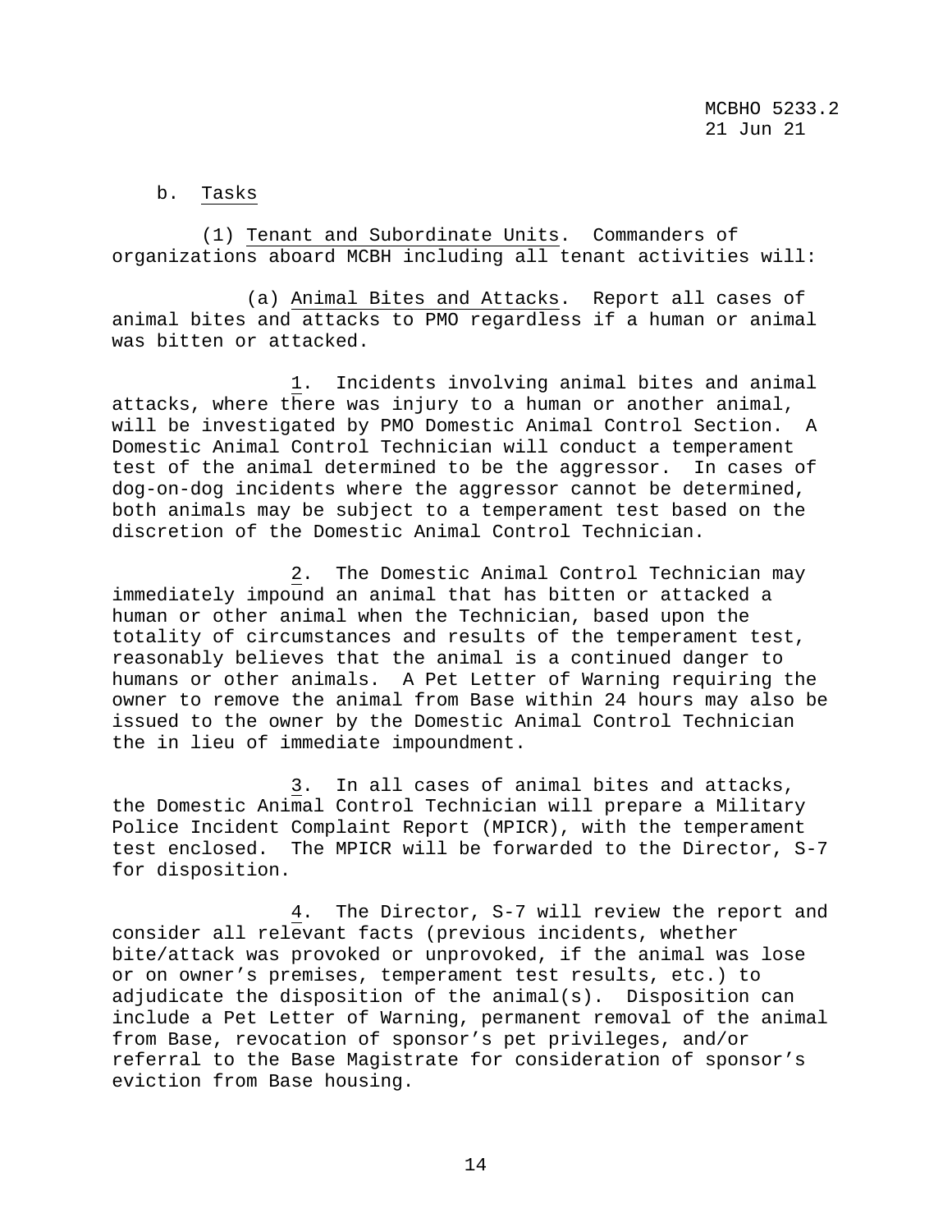b. Tasks

(1) Tenant and Subordinate Units. Commanders of organizations aboard MCBH including all tenant activities will:

(a) Animal Bites and Attacks. Report all cases of animal bites and attacks to PMO regardless if a human or animal was bitten or attacked.

1. Incidents involving animal bites and animal attacks, where there was injury to a human or another animal, will be investigated by PMO Domestic Animal Control Section. A Domestic Animal Control Technician will conduct a temperament test of the animal determined to be the aggressor. In cases of dog-on-dog incidents where the aggressor cannot be determined, both animals may be subject to a temperament test based on the discretion of the Domestic Animal Control Technician.

2. The Domestic Animal Control Technician may immediately impound an animal that has bitten or attacked a human or other animal when the Technician, based upon the totality of circumstances and results of the temperament test, reasonably believes that the animal is a continued danger to humans or other animals. A Pet Letter of Warning requiring the owner to remove the animal from Base within 24 hours may also be issued to the owner by the Domestic Animal Control Technician the in lieu of immediate impoundment.

3. In all cases of animal bites and attacks, the Domestic Animal Control Technician will prepare a Military Police Incident Complaint Report (MPICR), with the temperament test enclosed. The MPICR will be forwarded to the Director, S-7 for disposition.

4. The Director, S-7 will review the report and consider all relevant facts (previous incidents, whether bite/attack was provoked or unprovoked, if the animal was lose or on owner's premises, temperament test results, etc.) to adjudicate the disposition of the animal(s). Disposition can include a Pet Letter of Warning, permanent removal of the animal from Base, revocation of sponsor's pet privileges, and/or referral to the Base Magistrate for consideration of sponsor's eviction from Base housing.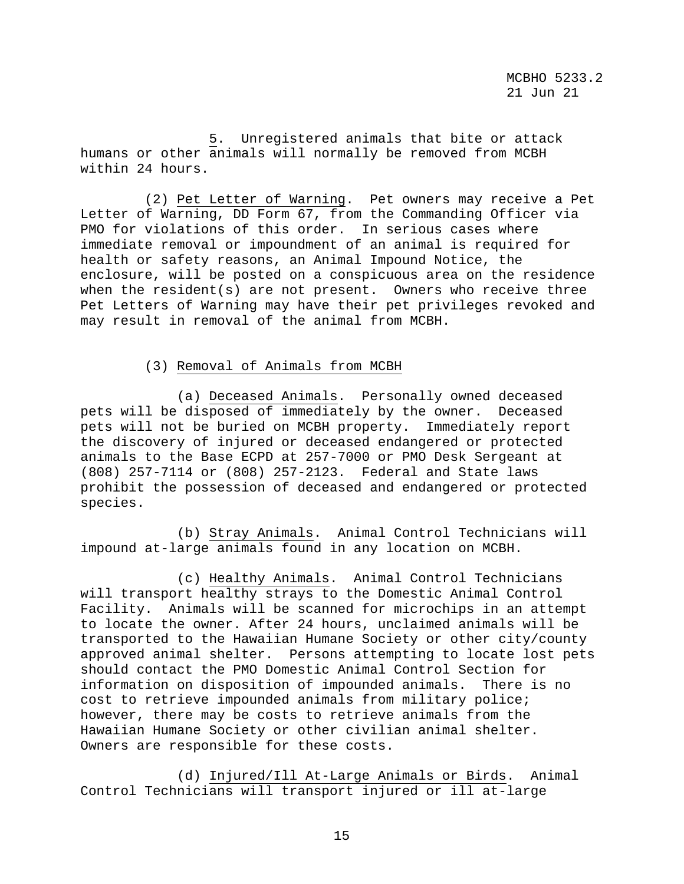5. Unregistered animals that bite or attack humans or other animals will normally be removed from MCBH within 24 hours.

(2) Pet Letter of Warning. Pet owners may receive a Pet Letter of Warning, DD Form 67, from the Commanding Officer via PMO for violations of this order. In serious cases where immediate removal or impoundment of an animal is required for health or safety reasons, an Animal Impound Notice, the enclosure, will be posted on a conspicuous area on the residence when the resident(s) are not present. Owners who receive three Pet Letters of Warning may have their pet privileges revoked and may result in removal of the animal from MCBH.

(3) Removal of Animals from MCBH

(a) Deceased Animals. Personally owned deceased pets will be disposed of immediately by the owner. Deceased pets will not be buried on MCBH property. Immediately report the discovery of injured or deceased endangered or protected animals to the Base ECPD at 257-7000 or PMO Desk Sergeant at (808) 257-7114 or (808) 257-2123. Federal and State laws prohibit the possession of deceased and endangered or protected species.

(b) Stray Animals. Animal Control Technicians will impound at-large animals found in any location on MCBH.

(c) Healthy Animals. Animal Control Technicians will transport healthy strays to the Domestic Animal Control Facility. Animals will be scanned for microchips in an attempt to locate the owner. After 24 hours, unclaimed animals will be transported to the Hawaiian Humane Society or other city/county approved animal shelter. Persons attempting to locate lost pets should contact the PMO Domestic Animal Control Section for information on disposition of impounded animals. There is no cost to retrieve impounded animals from military police; however, there may be costs to retrieve animals from the Hawaiian Humane Society or other civilian animal shelter. Owners are responsible for these costs.

(d) Injured/Ill At-Large Animals or Birds. Animal Control Technicians will transport injured or ill at-large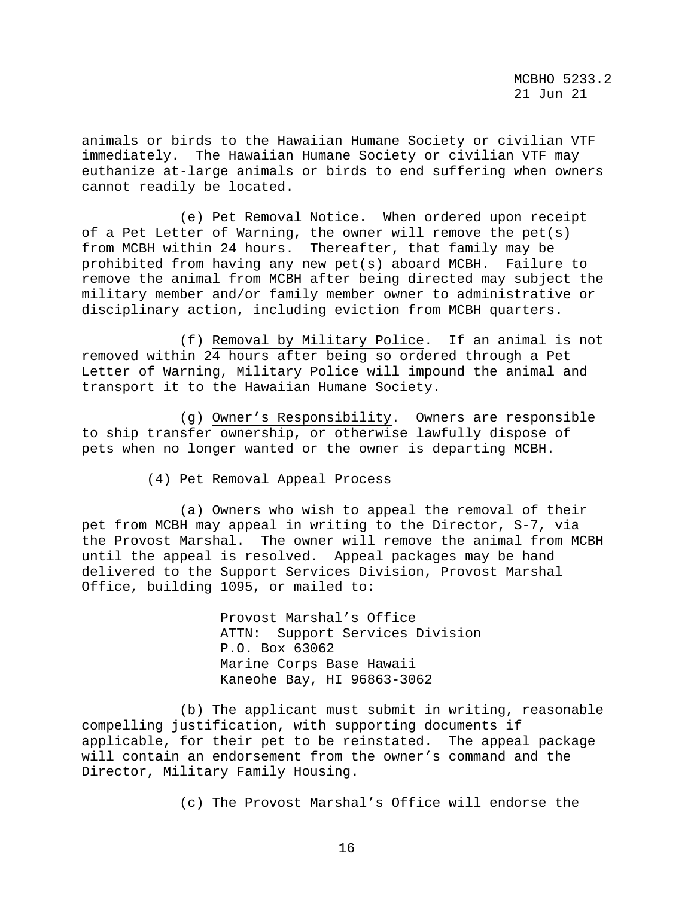animals or birds to the Hawaiian Humane Society or civilian VTF immediately. The Hawaiian Humane Society or civilian VTF may euthanize at-large animals or birds to end suffering when owners cannot readily be located.

(e) Pet Removal Notice. When ordered upon receipt of a Pet Letter of Warning, the owner will remove the pet(s) from MCBH within 24 hours. Thereafter, that family may be prohibited from having any new pet(s) aboard MCBH. Failure to remove the animal from MCBH after being directed may subject the military member and/or family member owner to administrative or disciplinary action, including eviction from MCBH quarters.

(f) Removal by Military Police. If an animal is not removed within 24 hours after being so ordered through a Pet Letter of Warning, Military Police will impound the animal and transport it to the Hawaiian Humane Society.

(g) Owner's Responsibility. Owners are responsible to ship transfer ownership, or otherwise lawfully dispose of pets when no longer wanted or the owner is departing MCBH.

(4) Pet Removal Appeal Process

(a) Owners who wish to appeal the removal of their pet from MCBH may appeal in writing to the Director, S-7, via the Provost Marshal. The owner will remove the animal from MCBH until the appeal is resolved. Appeal packages may be hand delivered to the Support Services Division, Provost Marshal Office, building 1095, or mailed to:

Provost Marshal's Office
ATTN: Support Services Division
P.O. Box 63062
Marine Corps Base Hawaii
Kaneohe Bay, HI 96863-3062

(b) The applicant must submit in writing, reasonable compelling justification, with supporting documents if applicable, for their pet to be reinstated. The appeal package will contain an endorsement from the owner's command and the Director, Military Family Housing.

(c) The Provost Marshal's Office will endorse the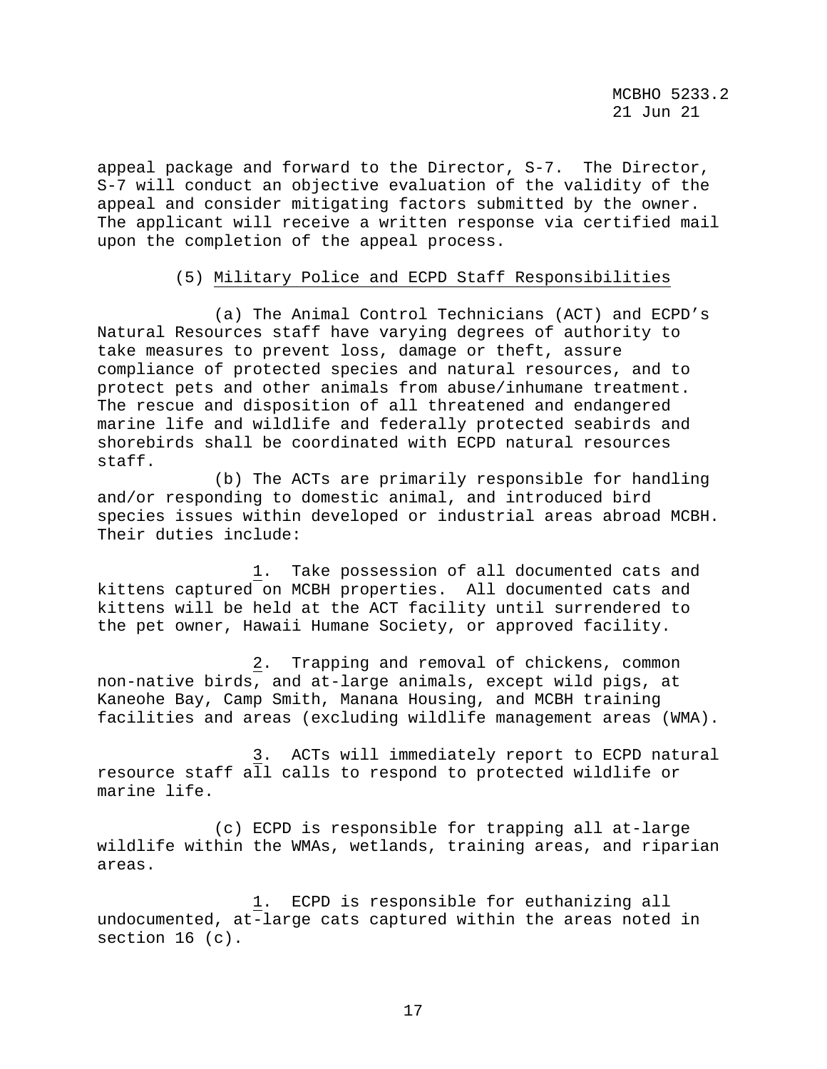appeal package and forward to the Director, S-7. The Director, S-7 will conduct an objective evaluation of the validity of the appeal and consider mitigating factors submitted by the owner. The applicant will receive a written response via certified mail upon the completion of the appeal process.

(5) Military Police and ECPD Staff Responsibilities

(a) The Animal Control Technicians (ACT) and ECPD's Natural Resources staff have varying degrees of authority to take measures to prevent loss, damage or theft, assure compliance of protected species and natural resources, and to protect pets and other animals from abuse/inhumane treatment. The rescue and disposition of all threatened and endangered marine life and wildlife and federally protected seabirds and shorebirds shall be coordinated with ECPD natural resources staff.

(b) The ACTs are primarily responsible for handling and/or responding to domestic animal, and introduced bird species issues within developed or industrial areas abroad MCBH. Their duties include:

1. Take possession of all documented cats and kittens captured on MCBH properties. All documented cats and kittens will be held at the ACT facility until surrendered to the pet owner, Hawaii Humane Society, or approved facility.

2. Trapping and removal of chickens, common non-native birds, and at-large animals, except wild pigs, at Kaneohe Bay, Camp Smith, Manana Housing, and MCBH training facilities and areas (excluding wildlife management areas (WMA).

3. ACTs will immediately report to ECPD natural resource staff all calls to respond to protected wildlife or marine life.

(c) ECPD is responsible for trapping all at-large wildlife within the WMAs, wetlands, training areas, and riparian areas.

1. ECPD is responsible for euthanizing all undocumented, at-large cats captured within the areas noted in section 16 (c).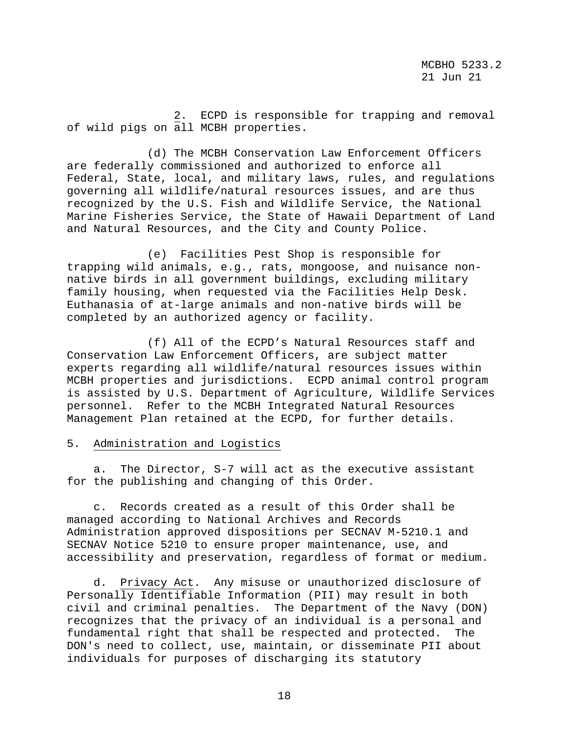2. ECPD is responsible for trapping and removal of wild pigs on all MCBH properties.

(d) The MCBH Conservation Law Enforcement Officers are federally commissioned and authorized to enforce all Federal, State, local, and military laws, rules, and regulations governing all wildlife/natural resources issues, and are thus recognized by the U.S. Fish and Wildlife Service, the National Marine Fisheries Service, the State of Hawaii Department of Land and Natural Resources, and the City and County Police.

(e) Facilities Pest Shop is responsible for trapping wild animals, e.g., rats, mongoose, and nuisance non-native birds in all government buildings, excluding military family housing, when requested via the Facilities Help Desk. Euthanasia of at-large animals and non-native birds will be completed by an authorized agency or facility.

(f) All of the ECPD's Natural Resources staff and Conservation Law Enforcement Officers, are subject matter experts regarding all wildlife/natural resources issues within MCBH properties and jurisdictions. ECPD animal control program is assisted by U.S. Department of Agriculture, Wildlife Services personnel. Refer to the MCBH Integrated Natural Resources Management Plan retained at the ECPD, for further details.

5. Administration and Logistics

a. The Director, S-7 will act as the executive assistant for the publishing and changing of this Order.

c. Records created as a result of this Order shall be managed according to National Archives and Records Administration approved dispositions per SECNAV M-5210.1 and SECNAV Notice 5210 to ensure proper maintenance, use, and accessibility and preservation, regardless of format or medium.

d. Privacy Act. Any misuse or unauthorized disclosure of Personally Identifiable Information (PII) may result in both civil and criminal penalties. The Department of the Navy (DON) recognizes that the privacy of an individual is a personal and fundamental right that shall be respected and protected. The DON's need to collect, use, maintain, or disseminate PII about individuals for purposes of discharging its statutory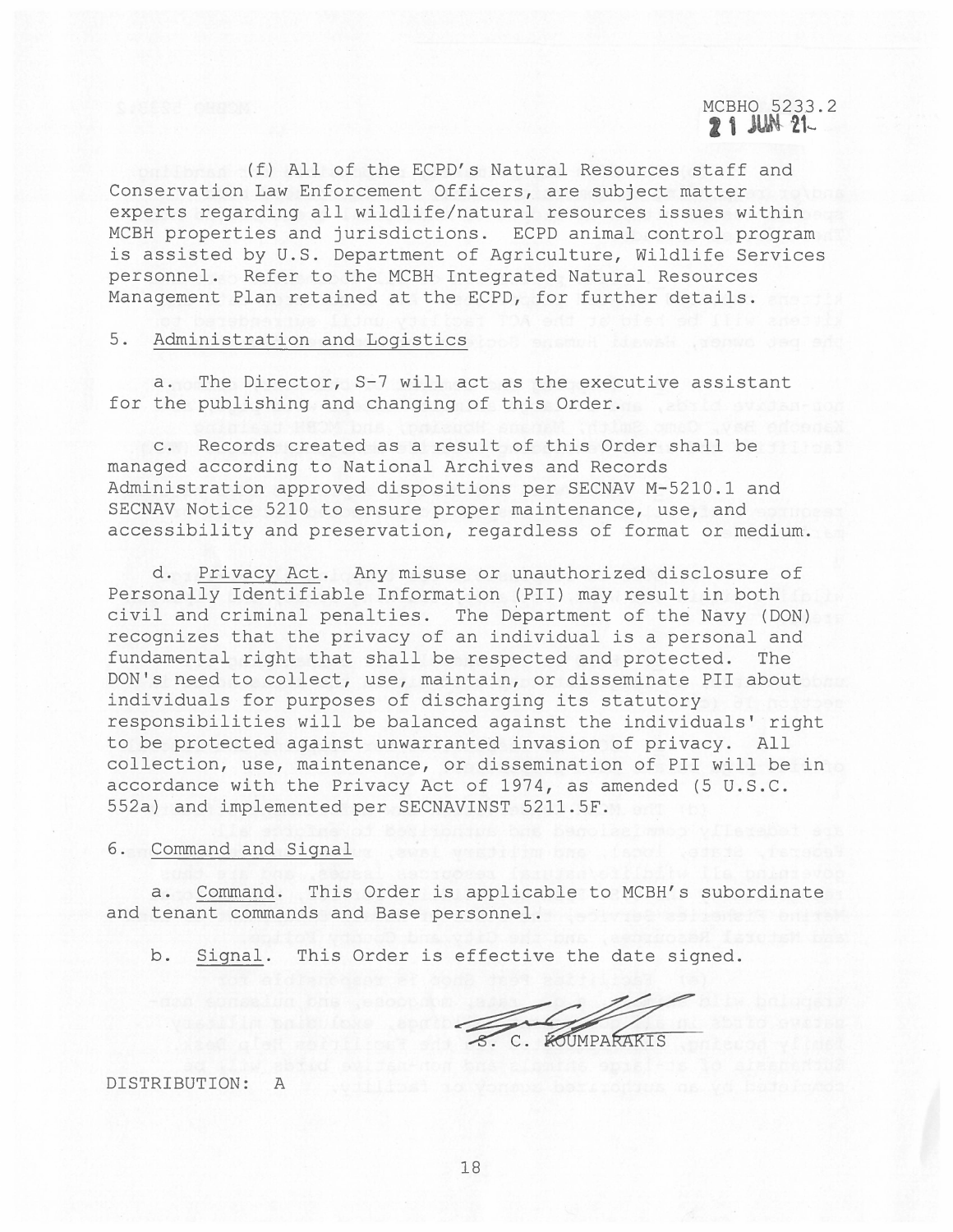MCBHO 5233.2
21 JUN 21

(f) All of the ECPD's Natural Resources staff and Conservation Law Enforcement Officers, are subject matter experts regarding all wildlife/natural resources issues within MCBH properties and jurisdictions. ECPD animal control program is assisted by U.S. Department of Agriculture, Wildlife Services personnel. Refer to the MCBH Integrated Natural Resources Management Plan retained at the ECPD, for further details.

5. Administration and Logistics

a. The Director, S-7 will act as the executive assistant for the publishing and changing of this Order.

c. Records created as a result of this Order shall be managed according to National Archives and Records Administration approved dispositions per SECNAV M-5210.1 and SECNAV Notice 5210 to ensure proper maintenance, use, and accessibility and preservation, regardless of format or medium.

d. Privacy Act. Any misuse or unauthorized disclosure of Personally Identifiable Information (PII) may result in both civil and criminal penalties. The Department of the Navy (DON) recognizes that the privacy of an individual is a personal and fundamental right that shall be respected and protected. The DON's need to collect, use, maintain, or disseminate PII about individuals for purposes of discharging its statutory responsibilities will be balanced against the individuals' right to be protected against unwarranted invasion of privacy. All collection, use, maintenance, or dissemination of PII will be in accordance with the Privacy Act of 1974, as amended (5 U.S.C. 552a) and implemented per SECNAVINST 5211.5F.

6. Command and Signal

a. Command. This Order is applicable to MCBH's subordinate and tenant commands and Base personnel.

b. Signal. This Order is effective the date signed.

S. C. KOUMPARAKIS

DISTRIBUTION: A